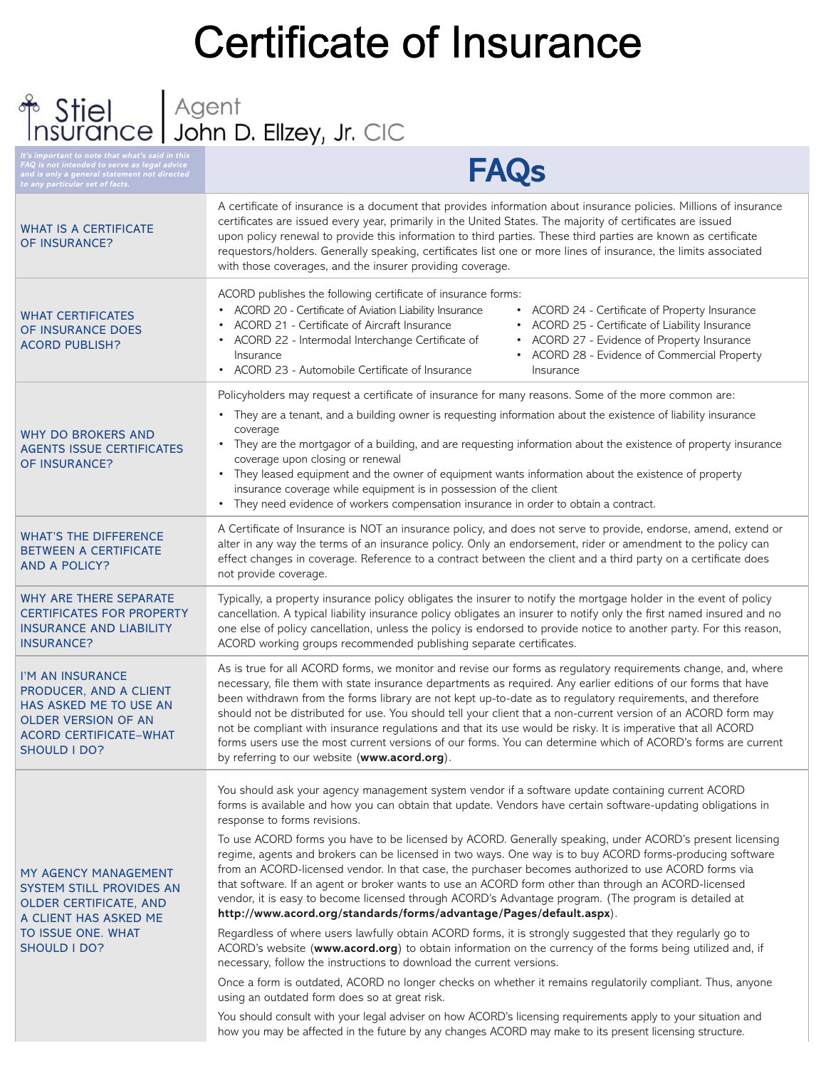# Certificate of Insurance

Stiel Insurance | Agent John D. Ellzey, Jr. CIC

*It's important to note that what's said in this FAQ is not intended to serve as legal advice and is only a general statement not directed to any particular set of facts.*

## FAQs

### WHAT IS A CERTIFICATE OF INSURANCE?

A certificate of insurance is a document that provides information about insurance policies. Millions of insurance certificates are issued every year, primarily in the United States. The majority of certificates are issued upon policy renewal to provide this information to third parties. These third parties are known as certificate requestors/holders. Generally speaking, certificates list one or more lines of insurance, the limits associated with those coverages, and the insurer providing coverage.

### WHAT CERTIFICATES OF INSURANCE DOES ACORD PUBLISH?

ACORD publishes the following certificate of insurance forms:

- ACORD 20 - Certificate of Aviation Liability Insurance
- ACORD 21 - Certificate of Aircraft Insurance
- ACORD 22 - Intermodal Interchange Certificate of Insurance
- ACORD 23 - Automobile Certificate of Insurance
- ACORD 24 - Certificate of Property Insurance
- ACORD 25 - Certificate of Liability Insurance
- ACORD 27 - Evidence of Property Insurance
- ACORD 28 - Evidence of Commercial Property Insurance

### WHY DO BROKERS AND AGENTS ISSUE CERTIFICATES OF INSURANCE?

Policyholders may request a certificate of insurance for many reasons. Some of the more common are:

- They are a tenant, and a building owner is requesting information about the existence of liability insurance coverage
- They are the mortgagor of a building, and are requesting information about the existence of property insurance coverage upon closing or renewal
- They leased equipment and the owner of equipment wants information about the existence of property insurance coverage while equipment is in possession of the client
- They need evidence of workers compensation insurance in order to obtain a contract.

### WHAT'S THE DIFFERENCE BETWEEN A CERTIFICATE AND A POLICY?

A Certificate of Insurance is NOT an insurance policy, and does not serve to provide, endorse, amend, extend or alter in any way the terms of an insurance policy. Only an endorsement, rider or amendment to the policy can effect changes in coverage. Reference to a contract between the client and a third party on a certificate does not provide coverage.

### WHY ARE THERE SEPARATE CERTIFICATES FOR PROPERTY INSURANCE AND LIABILITY INSURANCE?

Typically, a property insurance policy obligates the insurer to notify the mortgage holder in the event of policy cancellation. A typical liability insurance policy obligates an insurer to notify only the first named insured and no one else of policy cancellation, unless the policy is endorsed to provide notice to another party. For this reason, ACORD working groups recommended publishing separate certificates.

### I'M AN INSURANCE PRODUCER, AND A CLIENT HAS ASKED ME TO USE AN OLDER VERSION OF AN ACORD CERTIFICATE–WHAT SHOULD I DO?

As is true for all ACORD forms, we monitor and revise our forms as regulatory requirements change, and, where necessary, file them with state insurance departments as required. Any earlier editions of our forms that have been withdrawn from the forms library are not kept up-to-date as to regulatory requirements, and therefore should not be distributed for use. You should tell your client that a non-current version of an ACORD form may not be compliant with insurance regulations and that its use would be risky. It is imperative that all ACORD forms users use the most current versions of our forms. You can determine which of ACORD's forms are current by referring to our website (**www.acord.org**).

### MY AGENCY MANAGEMENT SYSTEM STILL PROVIDES AN OLDER CERTIFICATE, AND A CLIENT HAS ASKED ME TO ISSUE ONE. WHAT SHOULD I DO?

You should ask your agency management system vendor if a software update containing current ACORD forms is available and how you can obtain that update. Vendors have certain software-updating obligations in response to forms revisions.

To use ACORD forms you have to be licensed by ACORD. Generally speaking, under ACORD's present licensing regime, agents and brokers can be licensed in two ways. One way is to buy ACORD forms-producing software from an ACORD-licensed vendor. In that case, the purchaser becomes authorized to use ACORD forms via that software. If an agent or broker wants to use an ACORD form other than through an ACORD-licensed vendor, it is easy to become licensed through ACORD's Advantage program. (The program is detailed at **http://www.acord.org/standards/forms/advantage/Pages/default.aspx**).

Regardless of where users lawfully obtain ACORD forms, it is strongly suggested that they regularly go to ACORD's website (**www.acord.org**) to obtain information on the currency of the forms being utilized and, if necessary, follow the instructions to download the current versions.

Once a form is outdated, ACORD no longer checks on whether it remains regulatorily compliant. Thus, anyone using an outdated form does so at great risk.

You should consult with your legal adviser on how ACORD's licensing requirements apply to your situation and how you may be affected in the future by any changes ACORD may make to its present licensing structure.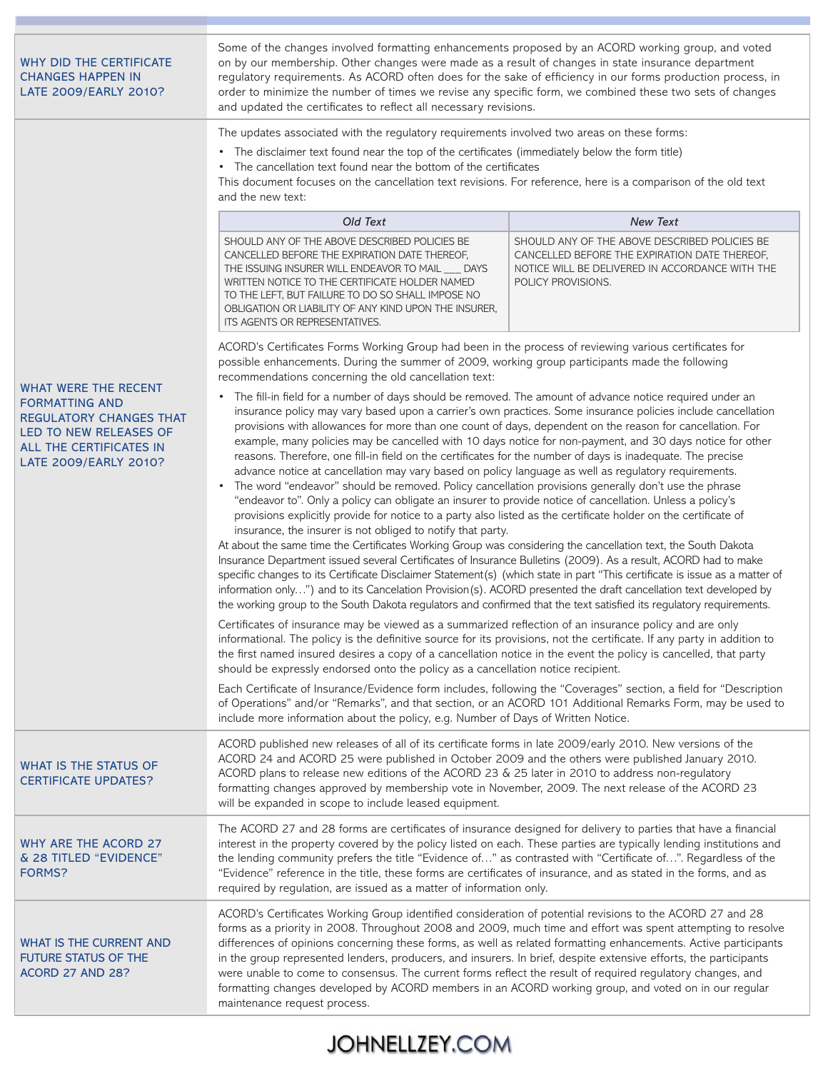| | |
|---|---|
| WHY DID THE CERTIFICATE CHANGES HAPPEN IN LATE 2009/EARLY 2010? | Some of the changes involved formatting enhancements proposed by an ACORD working group, and voted on by our membership. Other changes were made as a result of changes in state insurance department regulatory requirements. As ACORD often does for the sake of efficiency in our forms production process, in order to minimize the number of times we revise any specific form, we combined these two sets of changes and updated the certificates to reflect all necessary revisions. |

**WHAT WERE THE RECENT FORMATTING AND REGULATORY CHANGES THAT LED TO NEW RELEASES OF ALL THE CERTIFICATES IN LATE 2009/EARLY 2010?**

The updates associated with the regulatory requirements involved two areas on these forms:

- The disclaimer text found near the top of the certificates (immediately below the form title)
- The cancellation text found near the bottom of the certificates

This document focuses on the cancellation text revisions. For reference, here is a comparison of the old text and the new text:

| *Old Text* | *New Text* |
|---|---|
| SHOULD ANY OF THE ABOVE DESCRIBED POLICIES BE CANCELLED BEFORE THE EXPIRATION DATE THEREOF, THE ISSUING INSURER WILL ENDEAVOR TO MAIL ___ DAYS WRITTEN NOTICE TO THE CERTIFICATE HOLDER NAMED TO THE LEFT, BUT FAILURE TO DO SO SHALL IMPOSE NO OBLIGATION OR LIABILITY OF ANY KIND UPON THE INSURER, ITS AGENTS OR REPRESENTATIVES. | SHOULD ANY OF THE ABOVE DESCRIBED POLICIES BE CANCELLED BEFORE THE EXPIRATION DATE THEREOF, NOTICE WILL BE DELIVERED IN ACCORDANCE WITH THE POLICY PROVISIONS. |

ACORD's Certificates Forms Working Group had been in the process of reviewing various certificates for possible enhancements. During the summer of 2009, working group participants made the following recommendations concerning the old cancellation text:

- The fill-in field for a number of days should be removed. The amount of advance notice required under an insurance policy may vary based upon a carrier's own practices. Some insurance policies include cancellation provisions with allowances for more than one count of days, dependent on the reason for cancellation. For example, many policies may be cancelled with 10 days notice for non-payment, and 30 days notice for other reasons. Therefore, one fill-in field on the certificates for the number of days is inadequate. The precise advance notice at cancellation may vary based on policy language as well as regulatory requirements.
- The word "endeavor" should be removed. Policy cancellation provisions generally don't use the phrase "endeavor to". Only a policy can obligate an insurer to provide notice of cancellation. Unless a policy's provisions explicitly provide for notice to a party also listed as the certificate holder on the certificate of insurance, the insurer is not obliged to notify that party.

At about the same time the Certificates Working Group was considering the cancellation text, the South Dakota Insurance Department issued several Certificates of Insurance Bulletins (2009). As a result, ACORD had to make specific changes to its Certificate Disclaimer Statement(s) (which state in part "This certificate is issue as a matter of information only…") and to its Cancelation Provision(s). ACORD presented the draft cancellation text developed by the working group to the South Dakota regulators and confirmed that the text satisfied its regulatory requirements.

Certificates of insurance may be viewed as a summarized reflection of an insurance policy and are only informational. The policy is the definitive source for its provisions, not the certificate. If any party in addition to the first named insured desires a copy of a cancellation notice in the event the policy is cancelled, that party should be expressly endorsed onto the policy as a cancellation notice recipient.

Each Certificate of Insurance/Evidence form includes, following the "Coverages" section, a field for "Description of Operations" and/or "Remarks", and that section, or an ACORD 101 Additional Remarks Form, may be used to include more information about the policy, e.g. Number of Days of Written Notice.

| | |
|---|---|
| WHAT IS THE STATUS OF CERTIFICATE UPDATES? | ACORD published new releases of all of its certificate forms in late 2009/early 2010. New versions of the ACORD 24 and ACORD 25 were published in October 2009 and the others were published January 2010. ACORD plans to release new editions of the ACORD 23 & 25 later in 2010 to address non-regulatory formatting changes approved by membership vote in November, 2009. The next release of the ACORD 23 will be expanded in scope to include leased equipment. |
| WHY ARE THE ACORD 27 & 28 TITLED "EVIDENCE" FORMS? | The ACORD 27 and 28 forms are certificates of insurance designed for delivery to parties that have a financial interest in the property covered by the policy listed on each. These parties are typically lending institutions and the lending community prefers the title "Evidence of…" as contrasted with "Certificate of…". Regardless of the "Evidence" reference in the title, these forms are certificates of insurance, and as stated in the forms, and as required by regulation, are issued as a matter of information only. |
| WHAT IS THE CURRENT AND FUTURE STATUS OF THE ACORD 27 AND 28? | ACORD's Certificates Working Group identified consideration of potential revisions to the ACORD 27 and 28 forms as a priority in 2008. Throughout 2008 and 2009, much time and effort was spent attempting to resolve differences of opinions concerning these forms, as well as related formatting enhancements. Active participants in the group represented lenders, producers, and insurers. In brief, despite extensive efforts, the participants were unable to come to consensus. The current forms reflect the result of required regulatory changes, and formatting changes developed by ACORD members in an ACORD working group, and voted on in our regular maintenance request process. |

JOHNELLZEY.COM